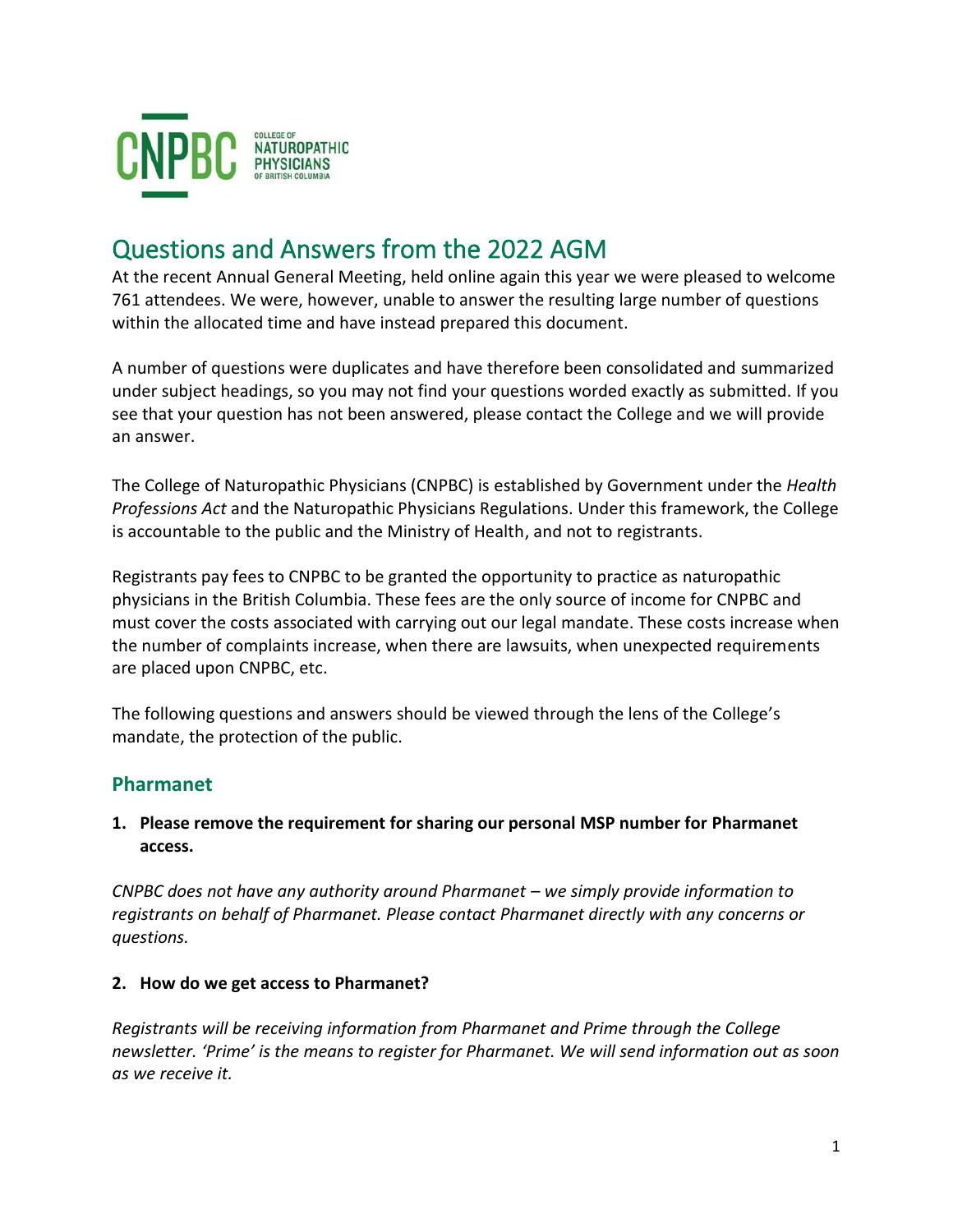CNPBC COLLEGE OF NATUROPATHIC PHYSICIANS OF BRITISH COLUMBIA

# Questions and Answers from the 2022 AGM

At the recent Annual General Meeting, held online again this year we were pleased to welcome 761 attendees. We were, however, unable to answer the resulting large number of questions within the allocated time and have instead prepared this document.

A number of questions were duplicates and have therefore been consolidated and summarized under subject headings, so you may not find your questions worded exactly as submitted. If you see that your question has not been answered, please contact the College and we will provide an answer.

The College of Naturopathic Physicians (CNPBC) is established by Government under the *Health Professions Act* and the Naturopathic Physicians Regulations. Under this framework, the College is accountable to the public and the Ministry of Health, and not to registrants.

Registrants pay fees to CNPBC to be granted the opportunity to practice as naturopathic physicians in the British Columbia. These fees are the only source of income for CNPBC and must cover the costs associated with carrying out our legal mandate. These costs increase when the number of complaints increase, when there are lawsuits, when unexpected requirements are placed upon CNPBC, etc.

The following questions and answers should be viewed through the lens of the College's mandate, the protection of the public.

## Pharmanet

**1. Please remove the requirement for sharing our personal MSP number for Pharmanet access.**

*CNPBC does not have any authority around Pharmanet – we simply provide information to registrants on behalf of Pharmanet. Please contact Pharmanet directly with any concerns or questions.*

**2. How do we get access to Pharmanet?**

*Registrants will be receiving information from Pharmanet and Prime through the College newsletter. 'Prime' is the means to register for Pharmanet. We will send information out as soon as we receive it.*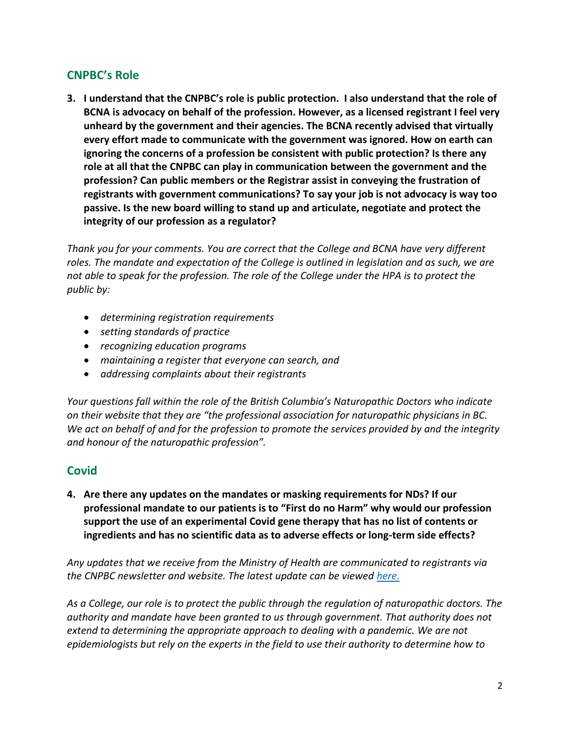## CNPBC's Role

3. **I understand that the CNPBC's role is public protection. I also understand that the role of BCNA is advocacy on behalf of the profession. However, as a licensed registrant I feel very unheard by the government and their agencies. The BCNA recently advised that virtually every effort made to communicate with the government was ignored. How on earth can ignoring the concerns of a profession be consistent with public protection? Is there any role at all that the CNPBC can play in communication between the government and the profession? Can public members or the Registrar assist in conveying the frustration of registrants with government communications? To say your job is not advocacy is way too passive. Is the new board willing to stand up and articulate, negotiate and protect the integrity of our profession as a regulator?**

*Thank you for your comments. You are correct that the College and BCNA have very different roles. The mandate and expectation of the College is outlined in legislation and as such, we are not able to speak for the profession. The role of the College under the HPA is to protect the public by:*

- *determining registration requirements*
- *setting standards of practice*
- *recognizing education programs*
- *maintaining a register that everyone can search, and*
- *addressing complaints about their registrants*

*Your questions fall within the role of the British Columbia's Naturopathic Doctors who indicate on their website that they are "the professional association for naturopathic physicians in BC. We act on behalf of and for the profession to promote the services provided by and the integrity and honour of the naturopathic profession".*

## Covid

4. **Are there any updates on the mandates or masking requirements for NDs? If our professional mandate to our patients is to "First do no Harm" why would our profession support the use of an experimental Covid gene therapy that has no list of contents or ingredients and has no scientific data as to adverse effects or long-term side effects?**

*Any updates that we receive from the Ministry of Health are communicated to registrants via the CNPBC newsletter and website. The latest update can be viewed [here.]()*

*As a College, our role is to protect the public through the regulation of naturopathic doctors. The authority and mandate have been granted to us through government. That authority does not extend to determining the appropriate approach to dealing with a pandemic. We are not epidemiologists but rely on the experts in the field to use their authority to determine how to*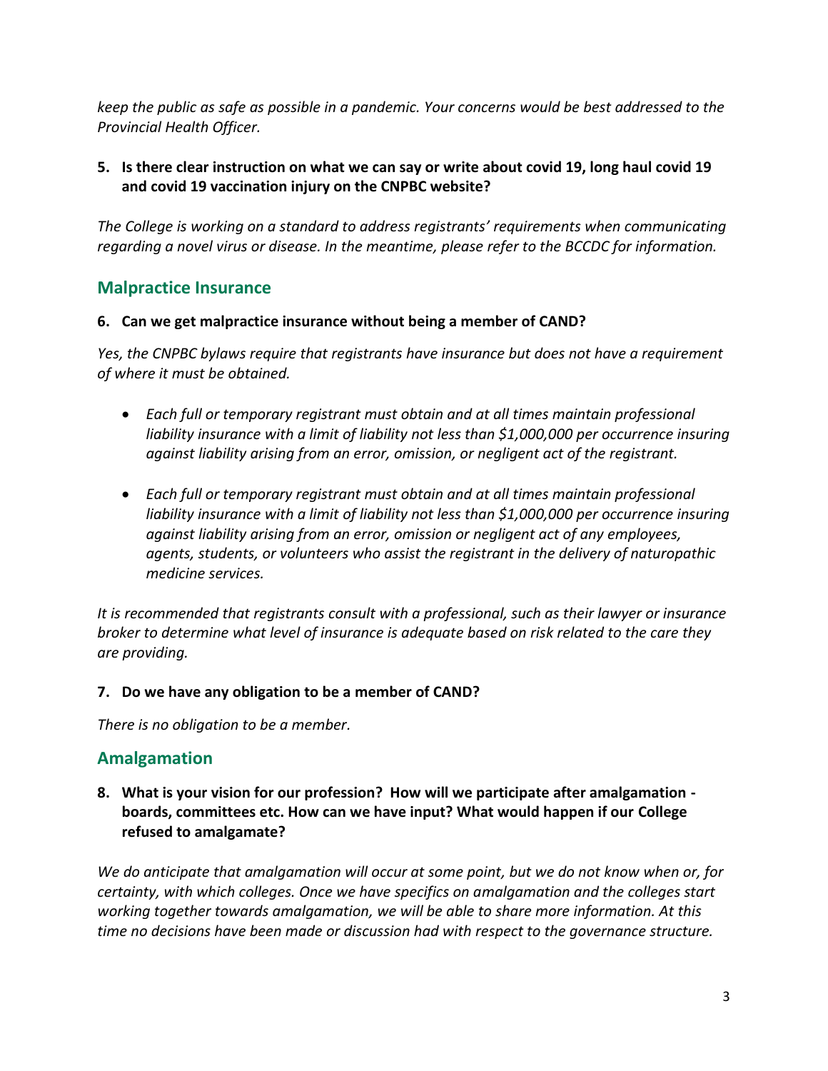*keep the public as safe as possible in a pandemic. Your concerns would be best addressed to the Provincial Health Officer.*

**5. Is there clear instruction on what we can say or write about covid 19, long haul covid 19 and covid 19 vaccination injury on the CNPBC website?**

*The College is working on a standard to address registrants' requirements when communicating regarding a novel virus or disease. In the meantime, please refer to the BCCDC for information.*

## Malpractice Insurance

**6. Can we get malpractice insurance without being a member of CAND?**

*Yes, the CNPBC bylaws require that registrants have insurance but does not have a requirement of where it must be obtained.*

- *Each full or temporary registrant must obtain and at all times maintain professional liability insurance with a limit of liability not less than $1,000,000 per occurrence insuring against liability arising from an error, omission, or negligent act of the registrant.*
- *Each full or temporary registrant must obtain and at all times maintain professional liability insurance with a limit of liability not less than $1,000,000 per occurrence insuring against liability arising from an error, omission or negligent act of any employees, agents, students, or volunteers who assist the registrant in the delivery of naturopathic medicine services.*

*It is recommended that registrants consult with a professional, such as their lawyer or insurance broker to determine what level of insurance is adequate based on risk related to the care they are providing.*

**7. Do we have any obligation to be a member of CAND?**

*There is no obligation to be a member.*

## Amalgamation

**8. What is your vision for our profession? How will we participate after amalgamation - boards, committees etc. How can we have input? What would happen if our College refused to amalgamate?**

*We do anticipate that amalgamation will occur at some point, but we do not know when or, for certainty, with which colleges. Once we have specifics on amalgamation and the colleges start working together towards amalgamation, we will be able to share more information. At this time no decisions have been made or discussion had with respect to the governance structure.*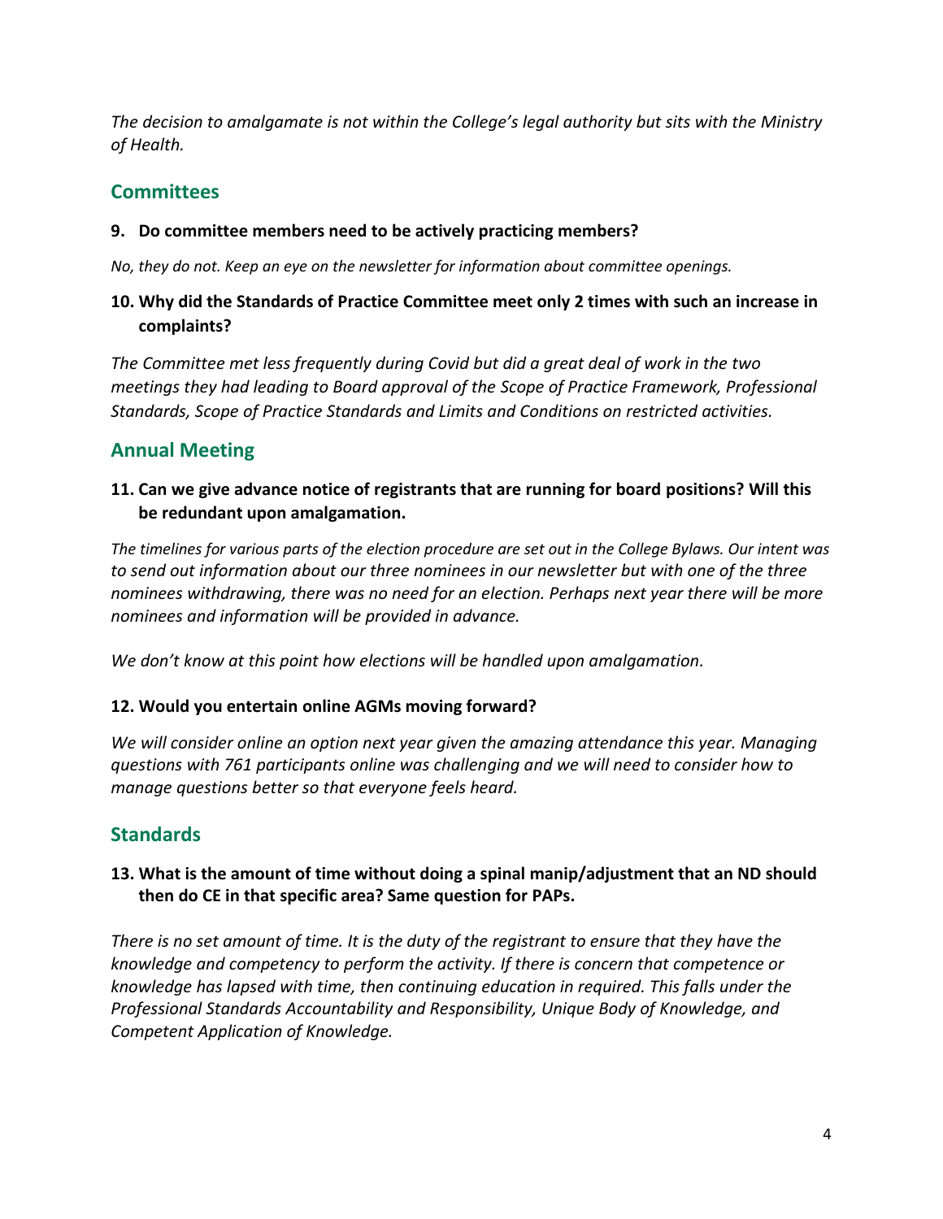*The decision to amalgamate is not within the College's legal authority but sits with the Ministry of Health.*

## Committees

**9. Do committee members need to be actively practicing members?**

*No, they do not. Keep an eye on the newsletter for information about committee openings.*

**10. Why did the Standards of Practice Committee meet only 2 times with such an increase in complaints?**

*The Committee met less frequently during Covid but did a great deal of work in the two meetings they had leading to Board approval of the Scope of Practice Framework, Professional Standards, Scope of Practice Standards and Limits and Conditions on restricted activities.*

## Annual Meeting

**11. Can we give advance notice of registrants that are running for board positions? Will this be redundant upon amalgamation.**

*The timelines for various parts of the election procedure are set out in the College Bylaws. Our intent was to send out information about our three nominees in our newsletter but with one of the three nominees withdrawing, there was no need for an election. Perhaps next year there will be more nominees and information will be provided in advance.*

*We don't know at this point how elections will be handled upon amalgamation.*

**12. Would you entertain online AGMs moving forward?**

*We will consider online an option next year given the amazing attendance this year. Managing questions with 761 participants online was challenging and we will need to consider how to manage questions better so that everyone feels heard.*

## Standards

**13. What is the amount of time without doing a spinal manip/adjustment that an ND should then do CE in that specific area? Same question for PAPs.**

*There is no set amount of time. It is the duty of the registrant to ensure that they have the knowledge and competency to perform the activity. If there is concern that competence or knowledge has lapsed with time, then continuing education in required. This falls under the Professional Standards Accountability and Responsibility, Unique Body of Knowledge, and Competent Application of Knowledge.*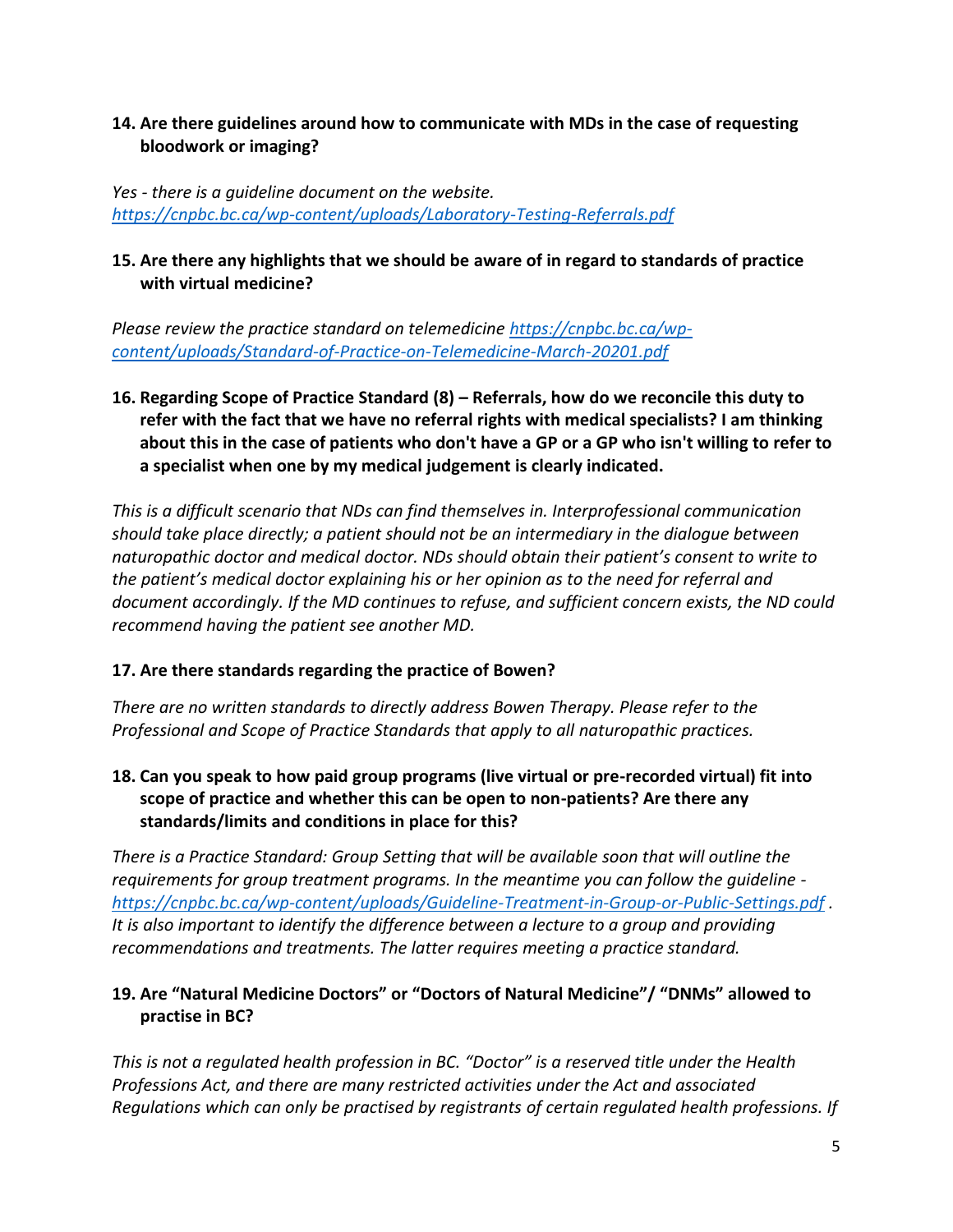**14. Are there guidelines around how to communicate with MDs in the case of requesting bloodwork or imaging?**

*Yes - there is a guideline document on the website.*
*https://cnpbc.bc.ca/wp-content/uploads/Laboratory-Testing-Referrals.pdf*

**15. Are there any highlights that we should be aware of in regard to standards of practice with virtual medicine?**

*Please review the practice standard on telemedicine https://cnpbc.bc.ca/wp-content/uploads/Standard-of-Practice-on-Telemedicine-March-20201.pdf*

**16. Regarding Scope of Practice Standard (8) – Referrals, how do we reconcile this duty to refer with the fact that we have no referral rights with medical specialists? I am thinking about this in the case of patients who don't have a GP or a GP who isn't willing to refer to a specialist when one by my medical judgement is clearly indicated.**

*This is a difficult scenario that NDs can find themselves in. Interprofessional communication should take place directly; a patient should not be an intermediary in the dialogue between naturopathic doctor and medical doctor. NDs should obtain their patient's consent to write to the patient's medical doctor explaining his or her opinion as to the need for referral and document accordingly. If the MD continues to refuse, and sufficient concern exists, the ND could recommend having the patient see another MD.*

**17. Are there standards regarding the practice of Bowen?**

*There are no written standards to directly address Bowen Therapy. Please refer to the Professional and Scope of Practice Standards that apply to all naturopathic practices.*

**18. Can you speak to how paid group programs (live virtual or pre-recorded virtual) fit into scope of practice and whether this can be open to non-patients? Are there any standards/limits and conditions in place for this?**

*There is a Practice Standard: Group Setting that will be available soon that will outline the requirements for group treatment programs. In the meantime you can follow the guideline - https://cnpbc.bc.ca/wp-content/uploads/Guideline-Treatment-in-Group-or-Public-Settings.pdf . It is also important to identify the difference between a lecture to a group and providing recommendations and treatments. The latter requires meeting a practice standard.*

**19. Are "Natural Medicine Doctors" or "Doctors of Natural Medicine"/ "DNMs" allowed to practise in BC?**

*This is not a regulated health profession in BC. "Doctor" is a reserved title under the Health Professions Act, and there are many restricted activities under the Act and associated Regulations which can only be practised by registrants of certain regulated health professions. If*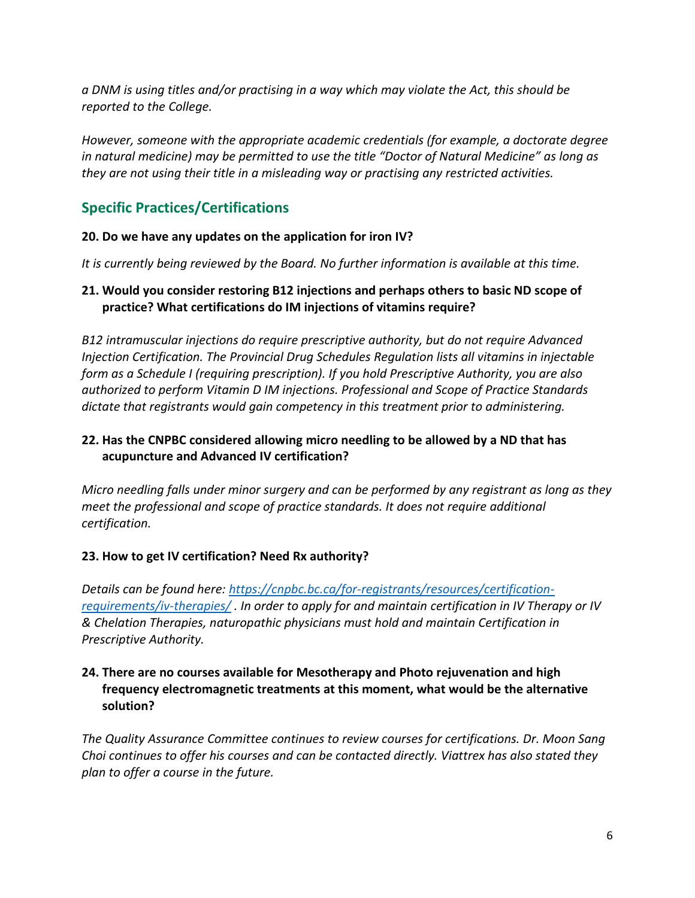*a DNM is using titles and/or practising in a way which may violate the Act, this should be reported to the College.*

*However, someone with the appropriate academic credentials (for example, a doctorate degree in natural medicine) may be permitted to use the title "Doctor of Natural Medicine" as long as they are not using their title in a misleading way or practising any restricted activities.*

## Specific Practices/Certifications

**20. Do we have any updates on the application for iron IV?**

*It is currently being reviewed by the Board. No further information is available at this time.*

**21. Would you consider restoring B12 injections and perhaps others to basic ND scope of practice? What certifications do IM injections of vitamins require?**

*B12 intramuscular injections do require prescriptive authority, but do not require Advanced Injection Certification. The Provincial Drug Schedules Regulation lists all vitamins in injectable form as a Schedule I (requiring prescription). If you hold Prescriptive Authority, you are also authorized to perform Vitamin D IM injections. Professional and Scope of Practice Standards dictate that registrants would gain competency in this treatment prior to administering.*

**22. Has the CNPBC considered allowing micro needling to be allowed by a ND that has acupuncture and Advanced IV certification?**

*Micro needling falls under minor surgery and can be performed by any registrant as long as they meet the professional and scope of practice standards. It does not require additional certification.*

**23. How to get IV certification? Need Rx authority?**

*Details can be found here: [https://cnpbc.bc.ca/for-registrants/resources/certification-requirements/iv-therapies/](https://cnpbc.bc.ca/for-registrants/resources/certification-requirements/iv-therapies/) . In order to apply for and maintain certification in IV Therapy or IV & Chelation Therapies, naturopathic physicians must hold and maintain Certification in Prescriptive Authority.*

**24. There are no courses available for Mesotherapy and Photo rejuvenation and high frequency electromagnetic treatments at this moment, what would be the alternative solution?**

*The Quality Assurance Committee continues to review courses for certifications. Dr. Moon Sang Choi continues to offer his courses and can be contacted directly. Viattrex has also stated they plan to offer a course in the future.*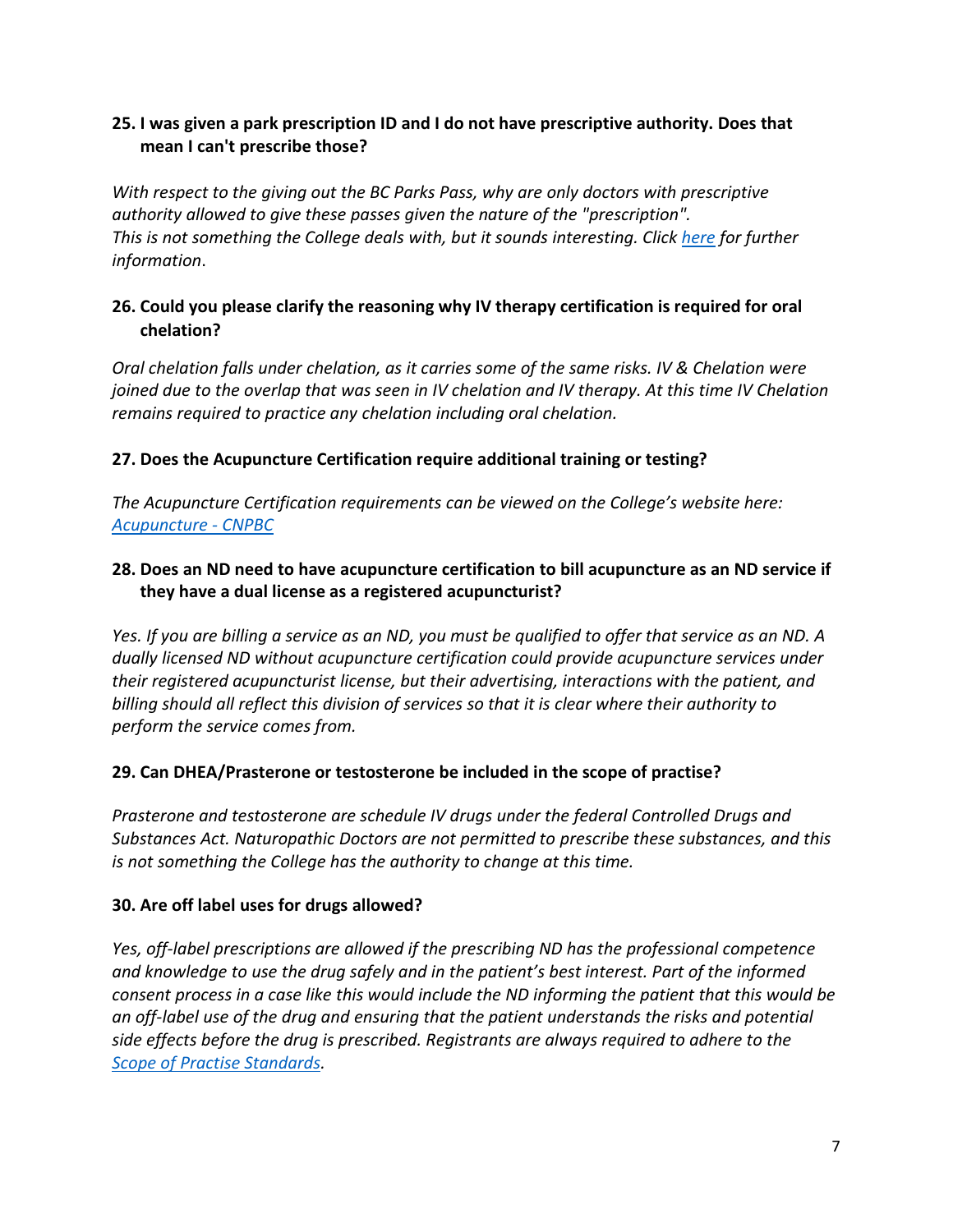**25. I was given a park prescription ID and I do not have prescriptive authority. Does that mean I can't prescribe those?**

*With respect to the giving out the BC Parks Pass, why are only doctors with prescriptive authority allowed to give these passes given the nature of the "prescription". This is not something the College deals with, but it sounds interesting. Click [here](#) for further information.*

**26. Could you please clarify the reasoning why IV therapy certification is required for oral chelation?**

*Oral chelation falls under chelation, as it carries some of the same risks. IV & Chelation were joined due to the overlap that was seen in IV chelation and IV therapy. At this time IV Chelation remains required to practice any chelation including oral chelation.*

**27. Does the Acupuncture Certification require additional training or testing?**

*The Acupuncture Certification requirements can be viewed on the College's website here: [Acupuncture - CNPBC](#)*

**28. Does an ND need to have acupuncture certification to bill acupuncture as an ND service if they have a dual license as a registered acupuncturist?**

*Yes. If you are billing a service as an ND, you must be qualified to offer that service as an ND. A dually licensed ND without acupuncture certification could provide acupuncture services under their registered acupuncturist license, but their advertising, interactions with the patient, and billing should all reflect this division of services so that it is clear where their authority to perform the service comes from.*

**29. Can DHEA/Prasterone or testosterone be included in the scope of practise?**

*Prasterone and testosterone are schedule IV drugs under the federal Controlled Drugs and Substances Act. Naturopathic Doctors are not permitted to prescribe these substances, and this is not something the College has the authority to change at this time.*

**30. Are off label uses for drugs allowed?**

*Yes, off-label prescriptions are allowed if the prescribing ND has the professional competence and knowledge to use the drug safely and in the patient's best interest. Part of the informed consent process in a case like this would include the ND informing the patient that this would be an off-label use of the drug and ensuring that the patient understands the risks and potential side effects before the drug is prescribed. Registrants are always required to adhere to the [Scope of Practise Standards](#).*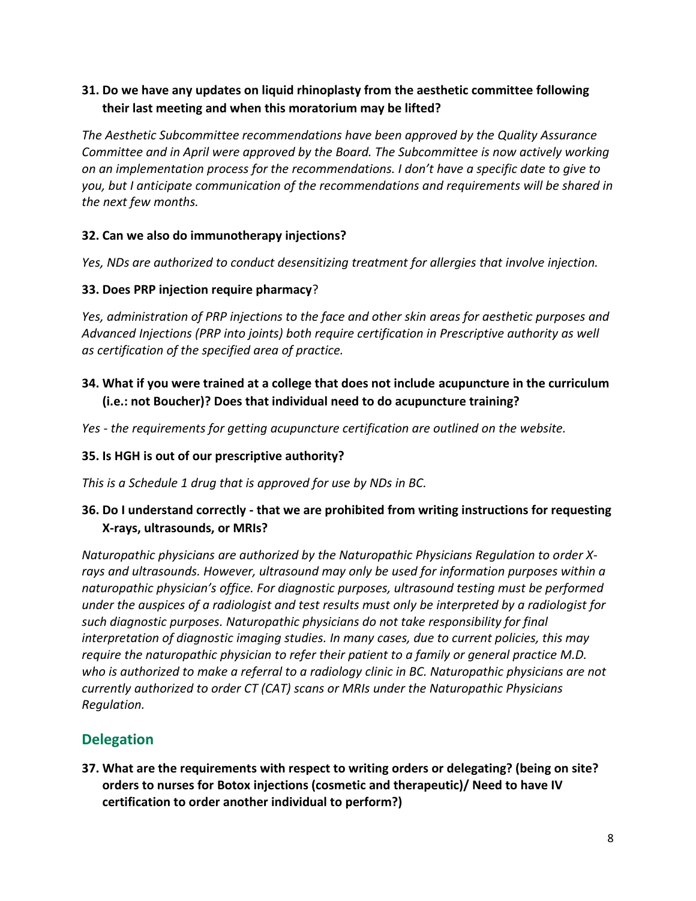**31. Do we have any updates on liquid rhinoplasty from the aesthetic committee following their last meeting and when this moratorium may be lifted?**

*The Aesthetic Subcommittee recommendations have been approved by the Quality Assurance Committee and in April were approved by the Board. The Subcommittee is now actively working on an implementation process for the recommendations. I don't have a specific date to give to you, but I anticipate communication of the recommendations and requirements will be shared in the next few months.*

**32. Can we also do immunotherapy injections?**

*Yes, NDs are authorized to conduct desensitizing treatment for allergies that involve injection.*

**33. Does PRP injection require pharmacy?**

*Yes, administration of PRP injections to the face and other skin areas for aesthetic purposes and Advanced Injections (PRP into joints) both require certification in Prescriptive authority as well as certification of the specified area of practice.*

**34. What if you were trained at a college that does not include acupuncture in the curriculum (i.e.: not Boucher)? Does that individual need to do acupuncture training?**

*Yes - the requirements for getting acupuncture certification are outlined on the website.*

**35. Is HGH is out of our prescriptive authority?**

*This is a Schedule 1 drug that is approved for use by NDs in BC.*

**36. Do I understand correctly - that we are prohibited from writing instructions for requesting X-rays, ultrasounds, or MRIs?**

*Naturopathic physicians are authorized by the Naturopathic Physicians Regulation to order X-rays and ultrasounds. However, ultrasound may only be used for information purposes within a naturopathic physician's office. For diagnostic purposes, ultrasound testing must be performed under the auspices of a radiologist and test results must only be interpreted by a radiologist for such diagnostic purposes. Naturopathic physicians do not take responsibility for final interpretation of diagnostic imaging studies. In many cases, due to current policies, this may require the naturopathic physician to refer their patient to a family or general practice M.D. who is authorized to make a referral to a radiology clinic in BC. Naturopathic physicians are not currently authorized to order CT (CAT) scans or MRIs under the Naturopathic Physicians Regulation.*

## Delegation

**37. What are the requirements with respect to writing orders or delegating? (being on site? orders to nurses for Botox injections (cosmetic and therapeutic)/ Need to have IV certification to order another individual to perform?)**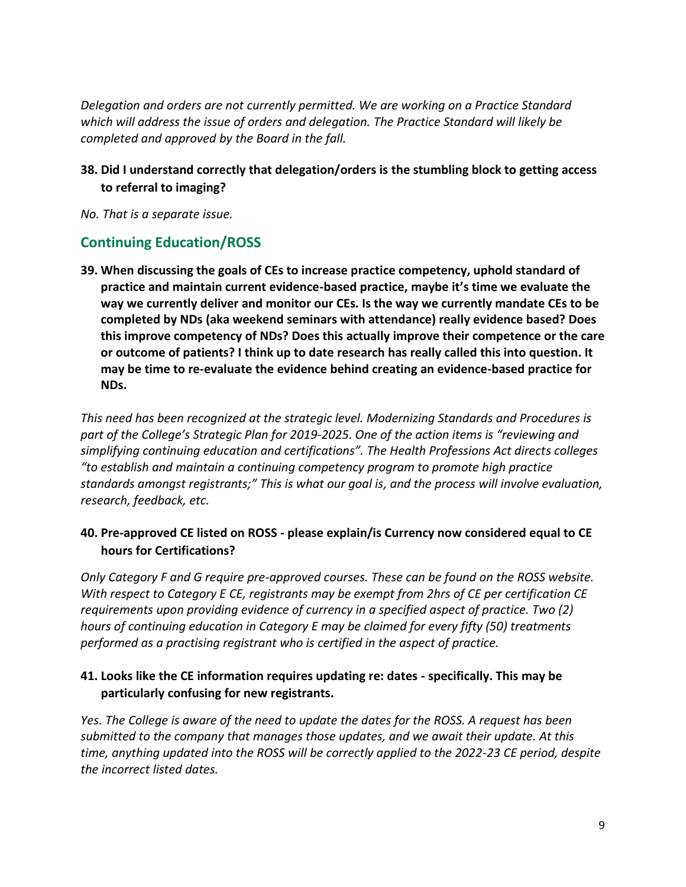*Delegation and orders are not currently permitted. We are working on a Practice Standard which will address the issue of orders and delegation. The Practice Standard will likely be completed and approved by the Board in the fall.*

**38. Did I understand correctly that delegation/orders is the stumbling block to getting access to referral to imaging?**

*No. That is a separate issue.*

## Continuing Education/ROSS

**39. When discussing the goals of CEs to increase practice competency, uphold standard of practice and maintain current evidence-based practice, maybe it's time we evaluate the way we currently deliver and monitor our CEs. Is the way we currently mandate CEs to be completed by NDs (aka weekend seminars with attendance) really evidence based? Does this improve competency of NDs? Does this actually improve their competence or the care or outcome of patients? I think up to date research has really called this into question. It may be time to re-evaluate the evidence behind creating an evidence-based practice for NDs.**

*This need has been recognized at the strategic level. Modernizing Standards and Procedures is part of the College's Strategic Plan for 2019-2025. One of the action items is "reviewing and simplifying continuing education and certifications". The Health Professions Act directs colleges "to establish and maintain a continuing competency program to promote high practice standards amongst registrants;" This is what our goal is, and the process will involve evaluation, research, feedback, etc.*

**40. Pre-approved CE listed on ROSS - please explain/is Currency now considered equal to CE hours for Certifications?**

*Only Category F and G require pre-approved courses. These can be found on the ROSS website. With respect to Category E CE, registrants may be exempt from 2hrs of CE per certification CE requirements upon providing evidence of currency in a specified aspect of practice. Two (2) hours of continuing education in Category E may be claimed for every fifty (50) treatments performed as a practising registrant who is certified in the aspect of practice.*

**41. Looks like the CE information requires updating re: dates - specifically. This may be particularly confusing for new registrants.**

*Yes. The College is aware of the need to update the dates for the ROSS. A request has been submitted to the company that manages those updates, and we await their update. At this time, anything updated into the ROSS will be correctly applied to the 2022-23 CE period, despite the incorrect listed dates.*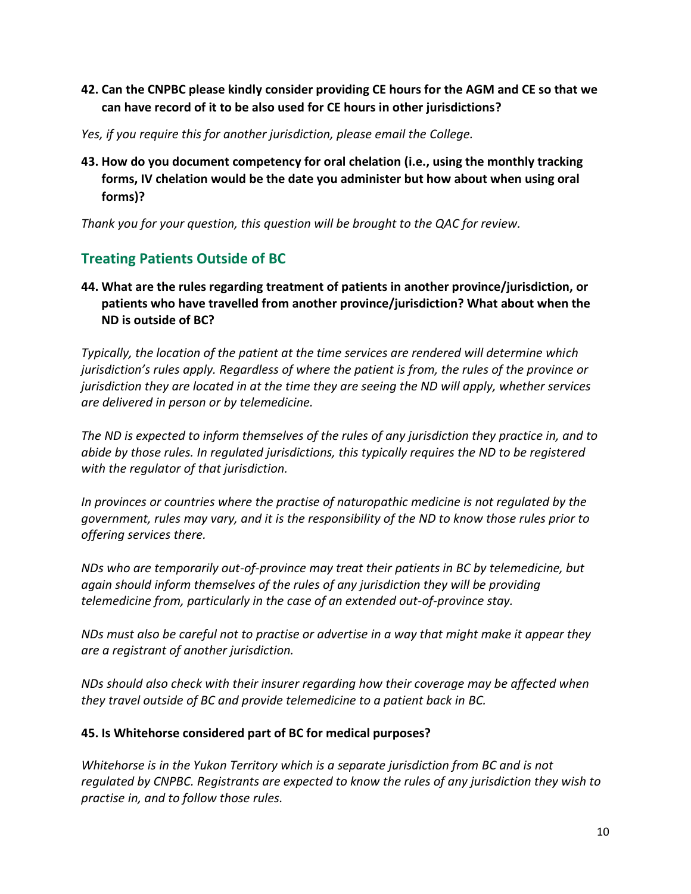**42. Can the CNPBC please kindly consider providing CE hours for the AGM and CE so that we can have record of it to be also used for CE hours in other jurisdictions?**

*Yes, if you require this for another jurisdiction, please email the College.*

**43. How do you document competency for oral chelation (i.e., using the monthly tracking forms, IV chelation would be the date you administer but how about when using oral forms)?**

*Thank you for your question, this question will be brought to the QAC for review.*

## Treating Patients Outside of BC

**44. What are the rules regarding treatment of patients in another province/jurisdiction, or patients who have travelled from another province/jurisdiction? What about when the ND is outside of BC?**

*Typically, the location of the patient at the time services are rendered will determine which jurisdiction's rules apply. Regardless of where the patient is from, the rules of the province or jurisdiction they are located in at the time they are seeing the ND will apply, whether services are delivered in person or by telemedicine.*

*The ND is expected to inform themselves of the rules of any jurisdiction they practice in, and to abide by those rules. In regulated jurisdictions, this typically requires the ND to be registered with the regulator of that jurisdiction.*

*In provinces or countries where the practise of naturopathic medicine is not regulated by the government, rules may vary, and it is the responsibility of the ND to know those rules prior to offering services there.*

*NDs who are temporarily out-of-province may treat their patients in BC by telemedicine, but again should inform themselves of the rules of any jurisdiction they will be providing telemedicine from, particularly in the case of an extended out-of-province stay.*

*NDs must also be careful not to practise or advertise in a way that might make it appear they are a registrant of another jurisdiction.*

*NDs should also check with their insurer regarding how their coverage may be affected when they travel outside of BC and provide telemedicine to a patient back in BC.*

**45. Is Whitehorse considered part of BC for medical purposes?**

*Whitehorse is in the Yukon Territory which is a separate jurisdiction from BC and is not regulated by CNPBC. Registrants are expected to know the rules of any jurisdiction they wish to practise in, and to follow those rules.*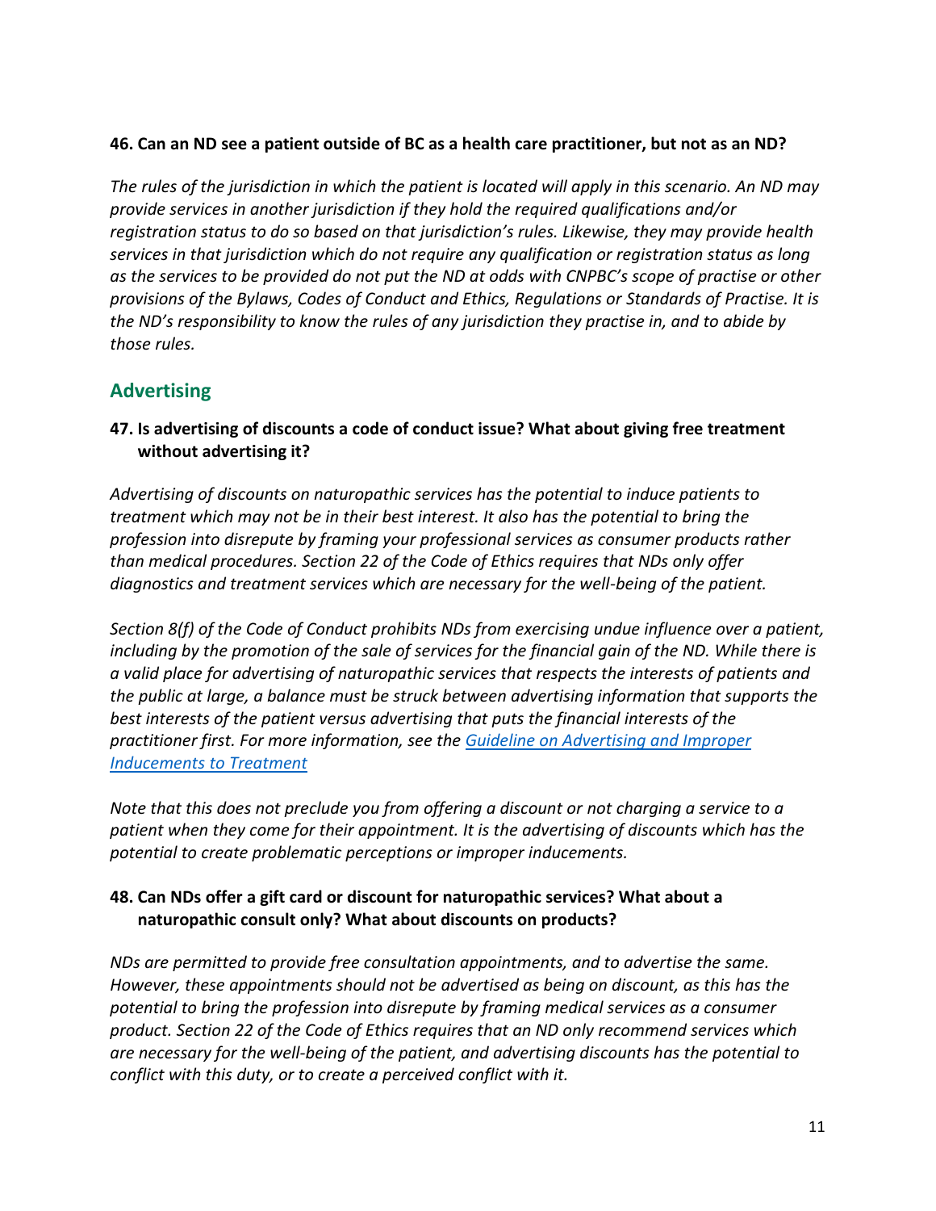**46. Can an ND see a patient outside of BC as a health care practitioner, but not as an ND?**

*The rules of the jurisdiction in which the patient is located will apply in this scenario. An ND may provide services in another jurisdiction if they hold the required qualifications and/or registration status to do so based on that jurisdiction's rules. Likewise, they may provide health services in that jurisdiction which do not require any qualification or registration status as long as the services to be provided do not put the ND at odds with CNPBC's scope of practise or other provisions of the Bylaws, Codes of Conduct and Ethics, Regulations or Standards of Practise. It is the ND's responsibility to know the rules of any jurisdiction they practise in, and to abide by those rules.*

## Advertising

**47. Is advertising of discounts a code of conduct issue? What about giving free treatment without advertising it?**

*Advertising of discounts on naturopathic services has the potential to induce patients to treatment which may not be in their best interest. It also has the potential to bring the profession into disrepute by framing your professional services as consumer products rather than medical procedures. Section 22 of the Code of Ethics requires that NDs only offer diagnostics and treatment services which are necessary for the well-being of the patient.*

*Section 8(f) of the Code of Conduct prohibits NDs from exercising undue influence over a patient, including by the promotion of the sale of services for the financial gain of the ND. While there is a valid place for advertising of naturopathic services that respects the interests of patients and the public at large, a balance must be struck between advertising information that supports the best interests of the patient versus advertising that puts the financial interests of the practitioner first. For more information, see the Guideline on Advertising and Improper Inducements to Treatment*

*Note that this does not preclude you from offering a discount or not charging a service to a patient when they come for their appointment. It is the advertising of discounts which has the potential to create problematic perceptions or improper inducements.*

**48. Can NDs offer a gift card or discount for naturopathic services? What about a naturopathic consult only? What about discounts on products?**

*NDs are permitted to provide free consultation appointments, and to advertise the same. However, these appointments should not be advertised as being on discount, as this has the potential to bring the profession into disrepute by framing medical services as a consumer product. Section 22 of the Code of Ethics requires that an ND only recommend services which are necessary for the well-being of the patient, and advertising discounts has the potential to conflict with this duty, or to create a perceived conflict with it.*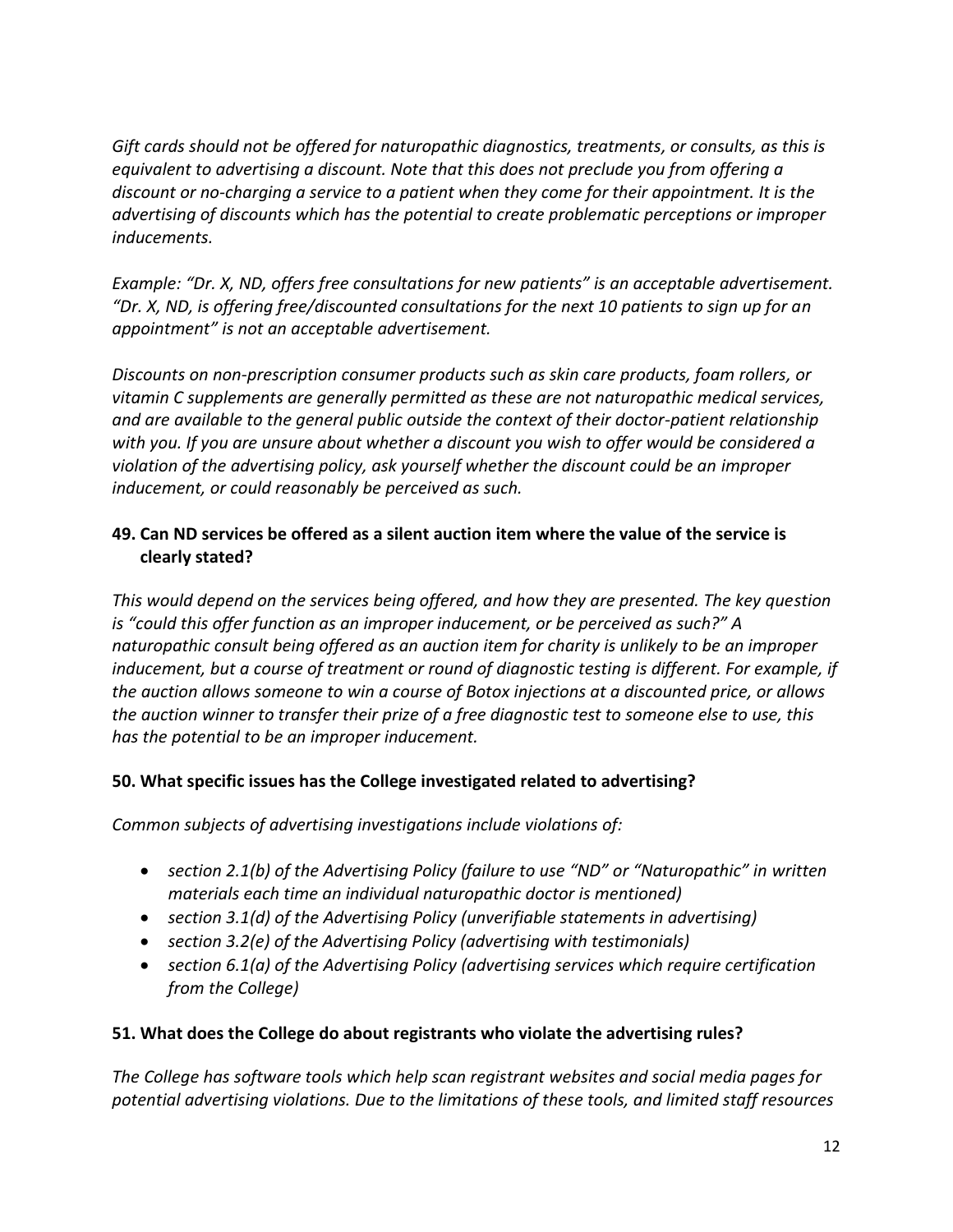*Gift cards should not be offered for naturopathic diagnostics, treatments, or consults, as this is equivalent to advertising a discount. Note that this does not preclude you from offering a discount or no-charging a service to a patient when they come for their appointment. It is the advertising of discounts which has the potential to create problematic perceptions or improper inducements.*

*Example: "Dr. X, ND, offers free consultations for new patients" is an acceptable advertisement. "Dr. X, ND, is offering free/discounted consultations for the next 10 patients to sign up for an appointment" is not an acceptable advertisement.*

*Discounts on non-prescription consumer products such as skin care products, foam rollers, or vitamin C supplements are generally permitted as these are not naturopathic medical services, and are available to the general public outside the context of their doctor-patient relationship with you. If you are unsure about whether a discount you wish to offer would be considered a violation of the advertising policy, ask yourself whether the discount could be an improper inducement, or could reasonably be perceived as such.*

### 49. Can ND services be offered as a silent auction item where the value of the service is clearly stated?

*This would depend on the services being offered, and how they are presented. The key question is "could this offer function as an improper inducement, or be perceived as such?" A naturopathic consult being offered as an auction item for charity is unlikely to be an improper inducement, but a course of treatment or round of diagnostic testing is different. For example, if the auction allows someone to win a course of Botox injections at a discounted price, or allows the auction winner to transfer their prize of a free diagnostic test to someone else to use, this has the potential to be an improper inducement.*

### 50. What specific issues has the College investigated related to advertising?

*Common subjects of advertising investigations include violations of:*

- *section 2.1(b) of the Advertising Policy (failure to use "ND" or "Naturopathic" in written materials each time an individual naturopathic doctor is mentioned)*
- *section 3.1(d) of the Advertising Policy (unverifiable statements in advertising)*
- *section 3.2(e) of the Advertising Policy (advertising with testimonials)*
- *section 6.1(a) of the Advertising Policy (advertising services which require certification from the College)*

### 51. What does the College do about registrants who violate the advertising rules?

*The College has software tools which help scan registrant websites and social media pages for potential advertising violations. Due to the limitations of these tools, and limited staff resources*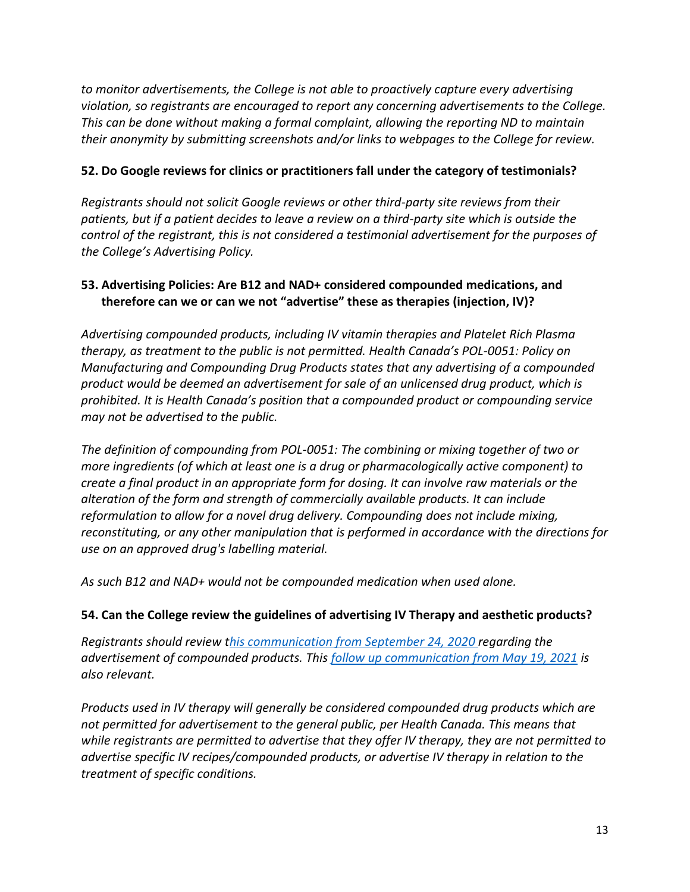*to monitor advertisements, the College is not able to proactively capture every advertising violation, so registrants are encouraged to report any concerning advertisements to the College. This can be done without making a formal complaint, allowing the reporting ND to maintain their anonymity by submitting screenshots and/or links to webpages to the College for review.*

**52. Do Google reviews for clinics or practitioners fall under the category of testimonials?**

*Registrants should not solicit Google reviews or other third-party site reviews from their patients, but if a patient decides to leave a review on a third-party site which is outside the control of the registrant, this is not considered a testimonial advertisement for the purposes of the College's Advertising Policy.*

**53. Advertising Policies: Are B12 and NAD+ considered compounded medications, and therefore can we or can we not "advertise" these as therapies (injection, IV)?**

*Advertising compounded products, including IV vitamin therapies and Platelet Rich Plasma therapy, as treatment to the public is not permitted. Health Canada's POL-0051: Policy on Manufacturing and Compounding Drug Products states that any advertising of a compounded product would be deemed an advertisement for sale of an unlicensed drug product, which is prohibited. It is Health Canada's position that a compounded product or compounding service may not be advertised to the public.*

*The definition of compounding from POL-0051: The combining or mixing together of two or more ingredients (of which at least one is a drug or pharmacologically active component) to create a final product in an appropriate form for dosing. It can involve raw materials or the alteration of the form and strength of commercially available products. It can include reformulation to allow for a novel drug delivery. Compounding does not include mixing, reconstituting, or any other manipulation that is performed in accordance with the directions for use on an approved drug's labelling material.*

*As such B12 and NAD+ would not be compounded medication when used alone.*

**54. Can the College review the guidelines of advertising IV Therapy and aesthetic products?**

*Registrants should review this communication from September 24, 2020 regarding the advertisement of compounded products. This follow up communication from May 19, 2021 is also relevant.*

*Products used in IV therapy will generally be considered compounded drug products which are not permitted for advertisement to the general public, per Health Canada. This means that while registrants are permitted to advertise that they offer IV therapy, they are not permitted to advertise specific IV recipes/compounded products, or advertise IV therapy in relation to the treatment of specific conditions.*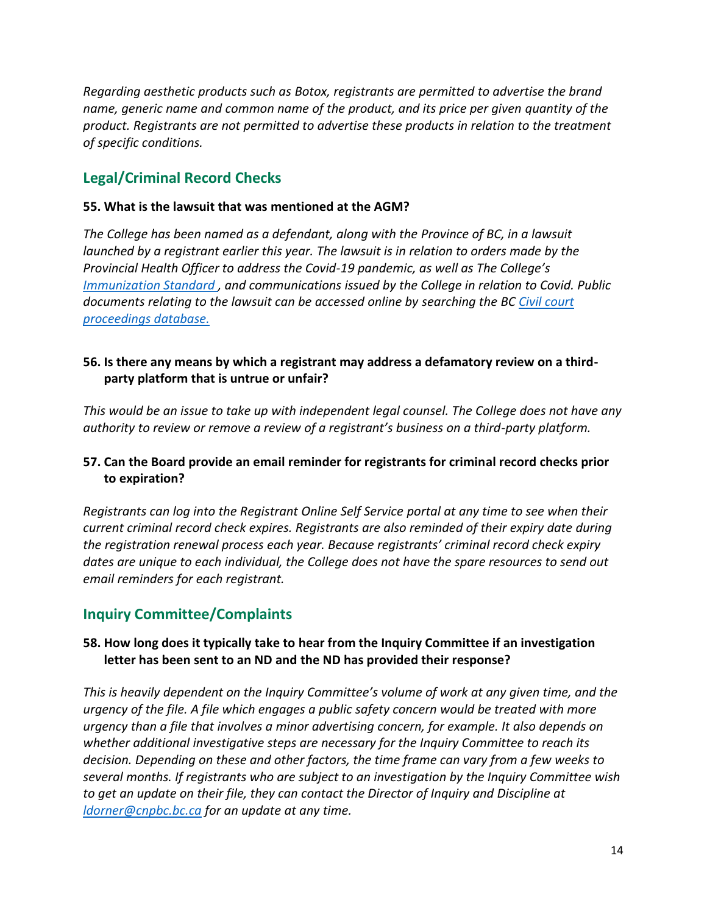*Regarding aesthetic products such as Botox, registrants are permitted to advertise the brand name, generic name and common name of the product, and its price per given quantity of the product. Registrants are not permitted to advertise these products in relation to the treatment of specific conditions.*

## Legal/Criminal Record Checks

**55. What is the lawsuit that was mentioned at the AGM?**

*The College has been named as a defendant, along with the Province of BC, in a lawsuit launched by a registrant earlier this year. The lawsuit is in relation to orders made by the Provincial Health Officer to address the Covid-19 pandemic, as well as The College's [Immunization Standard](), and communications issued by the College in relation to Covid. Public documents relating to the lawsuit can be accessed online by searching the BC [Civil court proceedings database.]()*

**56. Is there any means by which a registrant may address a defamatory review on a third-party platform that is untrue or unfair?**

*This would be an issue to take up with independent legal counsel. The College does not have any authority to review or remove a review of a registrant's business on a third-party platform.*

**57. Can the Board provide an email reminder for registrants for criminal record checks prior to expiration?**

*Registrants can log into the Registrant Online Self Service portal at any time to see when their current criminal record check expires. Registrants are also reminded of their expiry date during the registration renewal process each year. Because registrants' criminal record check expiry dates are unique to each individual, the College does not have the spare resources to send out email reminders for each registrant.*

## Inquiry Committee/Complaints

**58. How long does it typically take to hear from the Inquiry Committee if an investigation letter has been sent to an ND and the ND has provided their response?**

*This is heavily dependent on the Inquiry Committee's volume of work at any given time, and the urgency of the file. A file which engages a public safety concern would be treated with more urgency than a file that involves a minor advertising concern, for example. It also depends on whether additional investigative steps are necessary for the Inquiry Committee to reach its decision. Depending on these and other factors, the time frame can vary from a few weeks to several months. If registrants who are subject to an investigation by the Inquiry Committee wish to get an update on their file, they can contact the Director of Inquiry and Discipline at [ldorner@cnpbc.bc.ca](mailto:ldorner@cnpbc.bc.ca) for an update at any time.*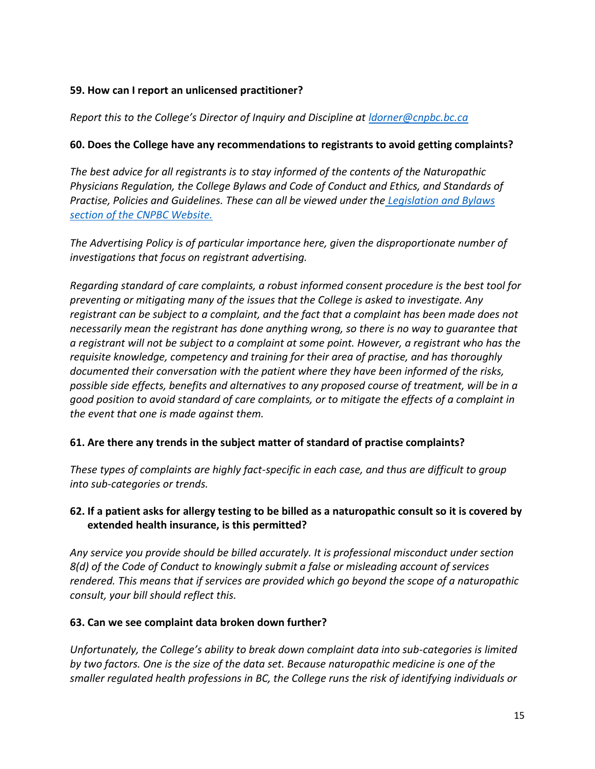**59. How can I report an unlicensed practitioner?**

*Report this to the College's Director of Inquiry and Discipline at [ldorner@cnpbc.bc.ca](mailto:ldorner@cnpbc.bc.ca)*

**60. Does the College have any recommendations to registrants to avoid getting complaints?**

*The best advice for all registrants is to stay informed of the contents of the Naturopathic Physicians Regulation, the College Bylaws and Code of Conduct and Ethics, and Standards of Practise, Policies and Guidelines. These can all be viewed under the [Legislation and Bylaws section of the CNPBC Website.](#)*

*The Advertising Policy is of particular importance here, given the disproportionate number of investigations that focus on registrant advertising.*

*Regarding standard of care complaints, a robust informed consent procedure is the best tool for preventing or mitigating many of the issues that the College is asked to investigate. Any registrant can be subject to a complaint, and the fact that a complaint has been made does not necessarily mean the registrant has done anything wrong, so there is no way to guarantee that a registrant will not be subject to a complaint at some point. However, a registrant who has the requisite knowledge, competency and training for their area of practise, and has thoroughly documented their conversation with the patient where they have been informed of the risks, possible side effects, benefits and alternatives to any proposed course of treatment, will be in a good position to avoid standard of care complaints, or to mitigate the effects of a complaint in the event that one is made against them.*

**61. Are there any trends in the subject matter of standard of practise complaints?**

*These types of complaints are highly fact-specific in each case, and thus are difficult to group into sub-categories or trends.*

**62. If a patient asks for allergy testing to be billed as a naturopathic consult so it is covered by extended health insurance, is this permitted?**

*Any service you provide should be billed accurately. It is professional misconduct under section 8(d) of the Code of Conduct to knowingly submit a false or misleading account of services rendered. This means that if services are provided which go beyond the scope of a naturopathic consult, your bill should reflect this.*

**63. Can we see complaint data broken down further?**

*Unfortunately, the College's ability to break down complaint data into sub-categories is limited by two factors. One is the size of the data set. Because naturopathic medicine is one of the smaller regulated health professions in BC, the College runs the risk of identifying individuals or*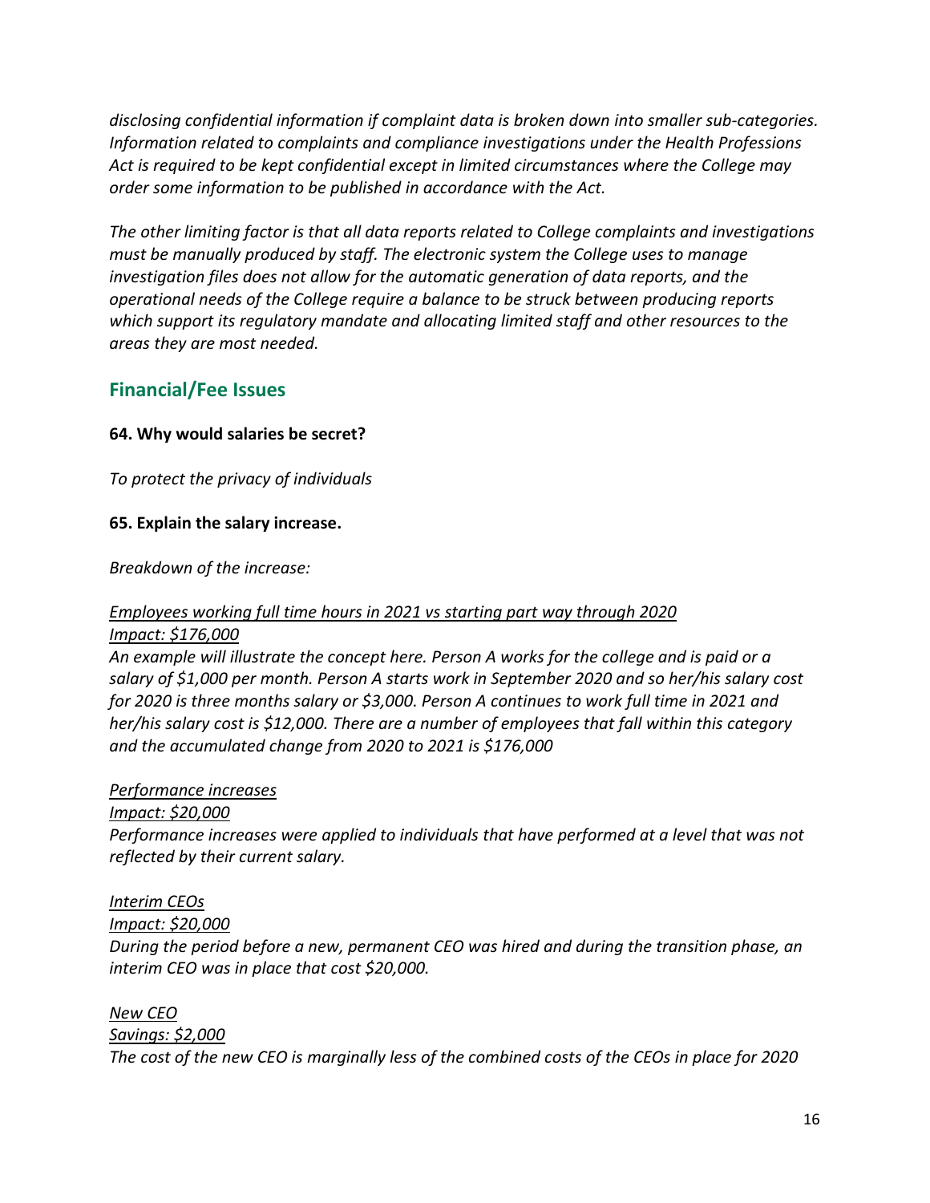*disclosing confidential information if complaint data is broken down into smaller sub-categories. Information related to complaints and compliance investigations under the Health Professions Act is required to be kept confidential except in limited circumstances where the College may order some information to be published in accordance with the Act.*

*The other limiting factor is that all data reports related to College complaints and investigations must be manually produced by staff. The electronic system the College uses to manage investigation files does not allow for the automatic generation of data reports, and the operational needs of the College require a balance to be struck between producing reports which support its regulatory mandate and allocating limited staff and other resources to the areas they are most needed.*

## Financial/Fee Issues

**64. Why would salaries be secret?**

*To protect the privacy of individuals*

**65. Explain the salary increase.**

*Breakdown of the increase:*

<u>*Employees working full time hours in 2021 vs starting part way through 2020*</u>
<u>*Impact: $176,000*</u>
*An example will illustrate the concept here. Person A works for the college and is paid or a salary of $1,000 per month. Person A starts work in September 2020 and so her/his salary cost for 2020 is three months salary or $3,000. Person A continues to work full time in 2021 and her/his salary cost is $12,000. There are a number of employees that fall within this category and the accumulated change from 2020 to 2021 is $176,000*

<u>*Performance increases*</u>
<u>*Impact: $20,000*</u>
*Performance increases were applied to individuals that have performed at a level that was not reflected by their current salary.*

<u>*Interim CEOs*</u>
<u>*Impact: $20,000*</u>
*During the period before a new, permanent CEO was hired and during the transition phase, an interim CEO was in place that cost $20,000.*

<u>*New CEO*</u>
<u>*Savings: $2,000*</u>
*The cost of the new CEO is marginally less of the combined costs of the CEOs in place for 2020*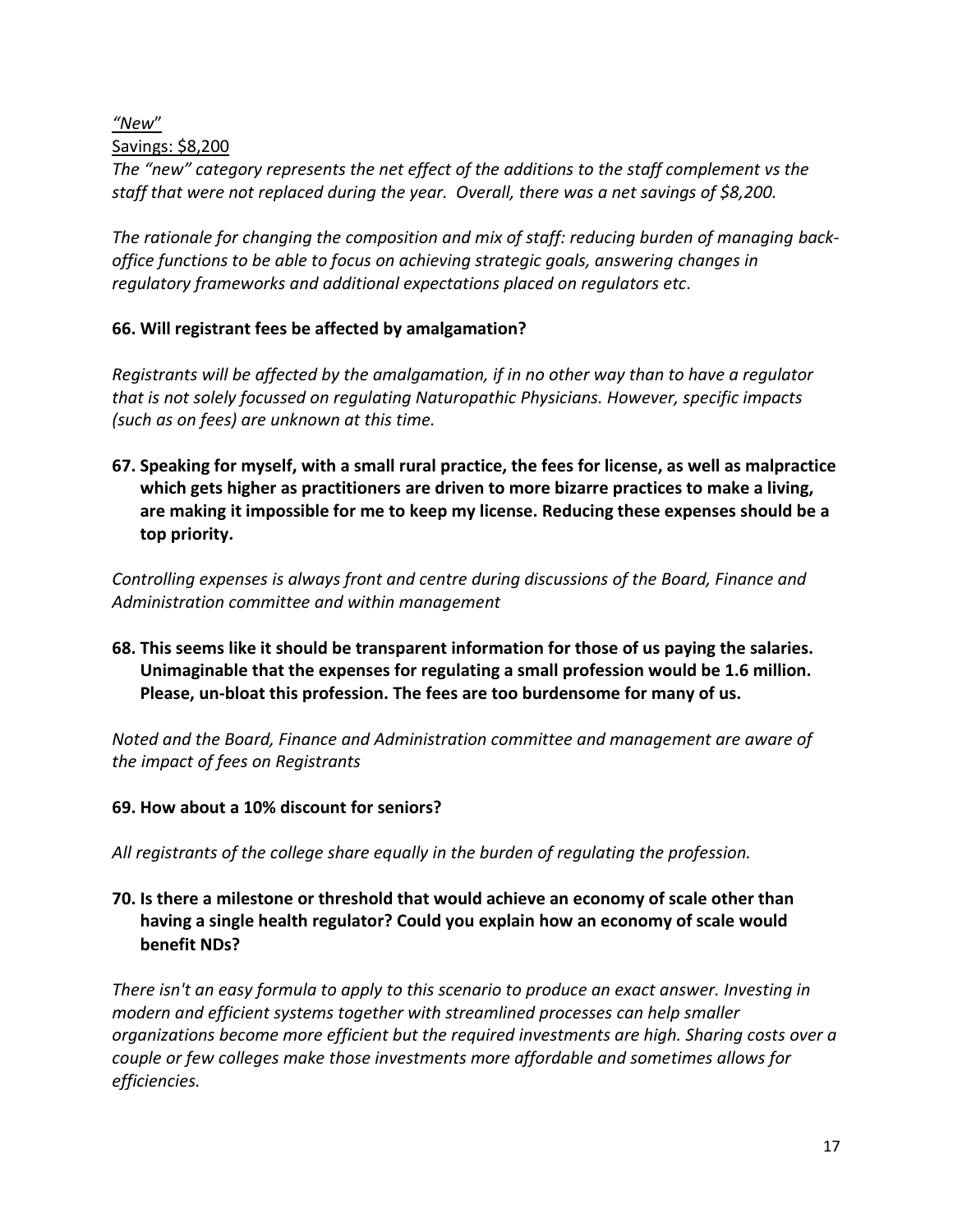*"New"*

Savings: $8,200

*The "new" category represents the net effect of the additions to the staff complement vs the staff that were not replaced during the year. Overall, there was a net savings of $8,200.*

*The rationale for changing the composition and mix of staff: reducing burden of managing back-office functions to be able to focus on achieving strategic goals, answering changes in regulatory frameworks and additional expectations placed on regulators etc.*

**66. Will registrant fees be affected by amalgamation?**

*Registrants will be affected by the amalgamation, if in no other way than to have a regulator that is not solely focussed on regulating Naturopathic Physicians. However, specific impacts (such as on fees) are unknown at this time.*

**67. Speaking for myself, with a small rural practice, the fees for license, as well as malpractice which gets higher as practitioners are driven to more bizarre practices to make a living, are making it impossible for me to keep my license. Reducing these expenses should be a top priority.**

*Controlling expenses is always front and centre during discussions of the Board, Finance and Administration committee and within management*

**68. This seems like it should be transparent information for those of us paying the salaries. Unimaginable that the expenses for regulating a small profession would be 1.6 million. Please, un-bloat this profession. The fees are too burdensome for many of us.**

*Noted and the Board, Finance and Administration committee and management are aware of the impact of fees on Registrants*

**69. How about a 10% discount for seniors?**

*All registrants of the college share equally in the burden of regulating the profession.*

**70. Is there a milestone or threshold that would achieve an economy of scale other than having a single health regulator? Could you explain how an economy of scale would benefit NDs?**

*There isn't an easy formula to apply to this scenario to produce an exact answer. Investing in modern and efficient systems together with streamlined processes can help smaller organizations become more efficient but the required investments are high. Sharing costs over a couple or few colleges make those investments more affordable and sometimes allows for efficiencies.*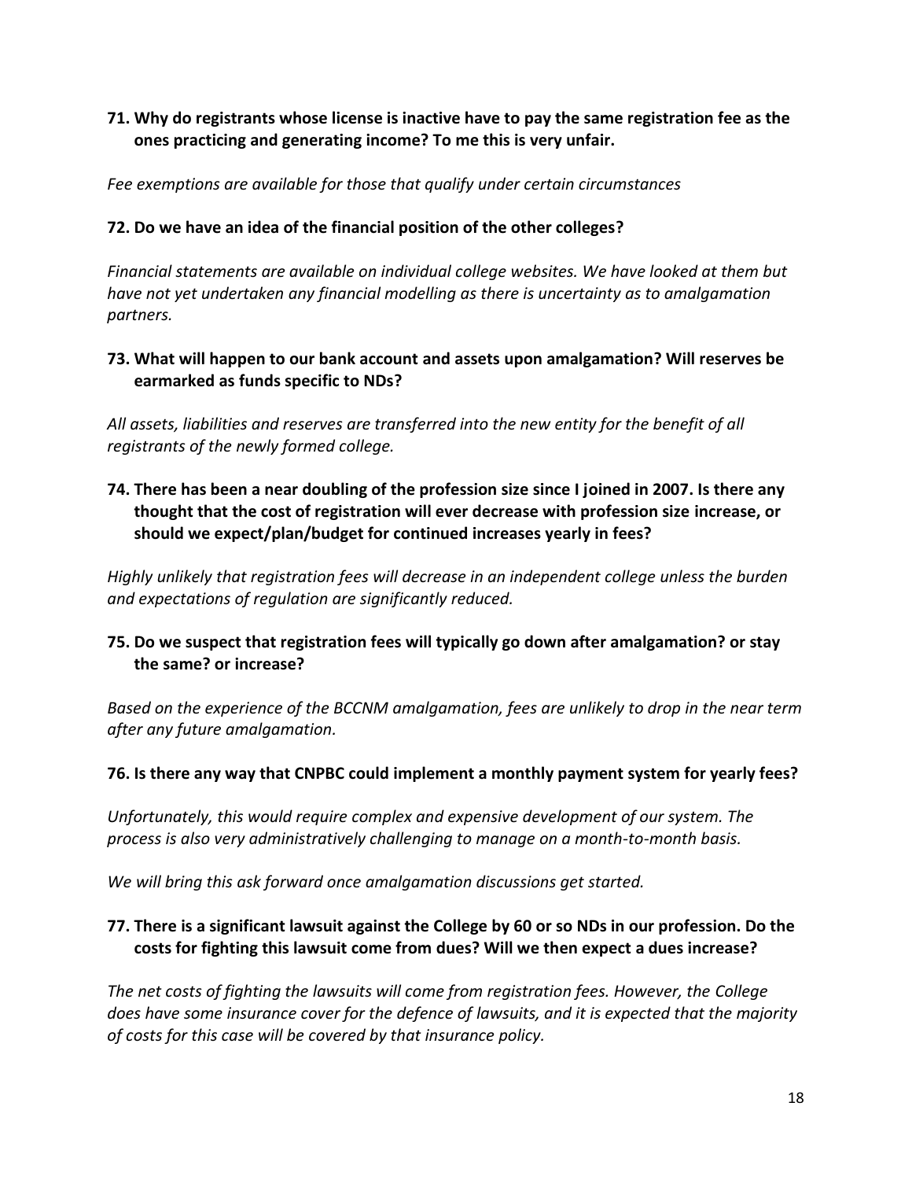**71. Why do registrants whose license is inactive have to pay the same registration fee as the ones practicing and generating income? To me this is very unfair.**

*Fee exemptions are available for those that qualify under certain circumstances*

**72. Do we have an idea of the financial position of the other colleges?**

*Financial statements are available on individual college websites. We have looked at them but have not yet undertaken any financial modelling as there is uncertainty as to amalgamation partners.*

**73. What will happen to our bank account and assets upon amalgamation? Will reserves be earmarked as funds specific to NDs?**

*All assets, liabilities and reserves are transferred into the new entity for the benefit of all registrants of the newly formed college.*

**74. There has been a near doubling of the profession size since I joined in 2007. Is there any thought that the cost of registration will ever decrease with profession size increase, or should we expect/plan/budget for continued increases yearly in fees?**

*Highly unlikely that registration fees will decrease in an independent college unless the burden and expectations of regulation are significantly reduced.*

**75. Do we suspect that registration fees will typically go down after amalgamation? or stay the same? or increase?**

*Based on the experience of the BCCNM amalgamation, fees are unlikely to drop in the near term after any future amalgamation.*

**76. Is there any way that CNPBC could implement a monthly payment system for yearly fees?**

*Unfortunately, this would require complex and expensive development of our system. The process is also very administratively challenging to manage on a month-to-month basis.*

*We will bring this ask forward once amalgamation discussions get started.*

**77. There is a significant lawsuit against the College by 60 or so NDs in our profession. Do the costs for fighting this lawsuit come from dues? Will we then expect a dues increase?**

*The net costs of fighting the lawsuits will come from registration fees. However, the College does have some insurance cover for the defence of lawsuits, and it is expected that the majority of costs for this case will be covered by that insurance policy.*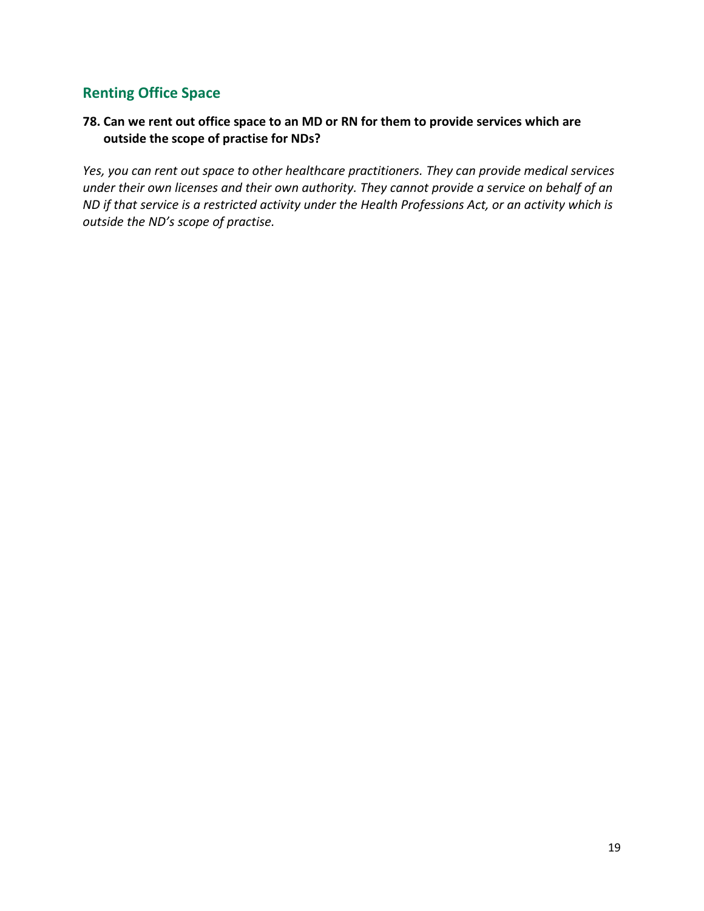## Renting Office Space

**78. Can we rent out office space to an MD or RN for them to provide services which are outside the scope of practise for NDs?**

*Yes, you can rent out space to other healthcare practitioners. They can provide medical services under their own licenses and their own authority. They cannot provide a service on behalf of an ND if that service is a restricted activity under the Health Professions Act, or an activity which is outside the ND's scope of practise.*